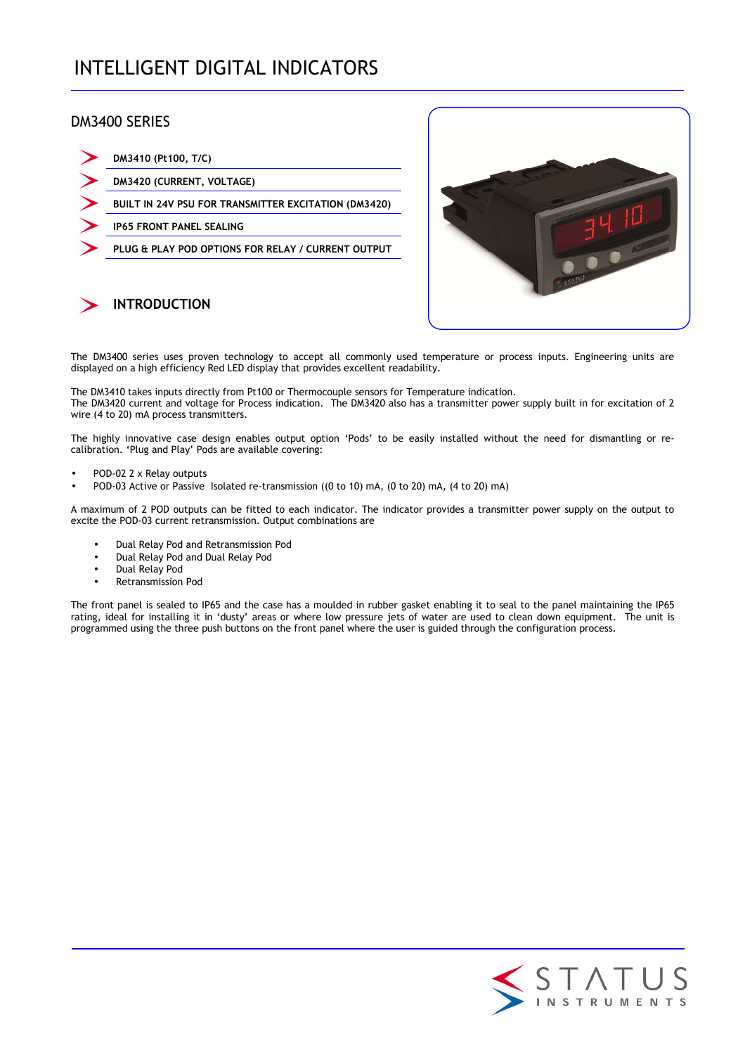# INTELLIGENT DIGITAL INDICATORS

## DM3400 SERIES

- **DM3410 (Pt100, T/C)**
- **DM3420 (CURRENT, VOLTAGE)**
- **BUILT IN 24V PSU FOR TRANSMITTER EXCITATION (DM3420)**
- **IP65 FRONT PANEL SEALING**
- **PLUG & PLAY POD OPTIONS FOR RELAY / CURRENT OUTPUT**

## INTRODUCTION

The DM3400 series uses proven technology to accept all commonly used temperature or process inputs. Engineering units are displayed on a high efficiency Red LED display that provides excellent readability.

The DM3410 takes inputs directly from Pt100 or Thermocouple sensors for Temperature indication.
The DM3420 current and voltage for Process indication. The DM3420 also has a transmitter power supply built in for excitation of 2 wire (4 to 20) mA process transmitters.

The highly innovative case design enables output option 'Pods' to be easily installed without the need for dismantling or re-calibration. 'Plug and Play' Pods are available covering:

- POD-02 2 x Relay outputs
- POD-03 Active or Passive Isolated re-transmission ((0 to 10) mA, (0 to 20) mA, (4 to 20) mA)

A maximum of 2 POD outputs can be fitted to each indicator. The indicator provides a transmitter power supply on the output to excite the POD-03 current retransmission. Output combinations are

- Dual Relay Pod and Retransmission Pod
- Dual Relay Pod and Dual Relay Pod
- Dual Relay Pod
- Retransmission Pod

The front panel is sealed to IP65 and the case has a moulded in rubber gasket enabling it to seal to the panel maintaining the IP65 rating, ideal for installing it in 'dusty' areas or where low pressure jets of water are used to clean down equipment. The unit is programmed using the three push buttons on the front panel where the user is guided through the configuration process.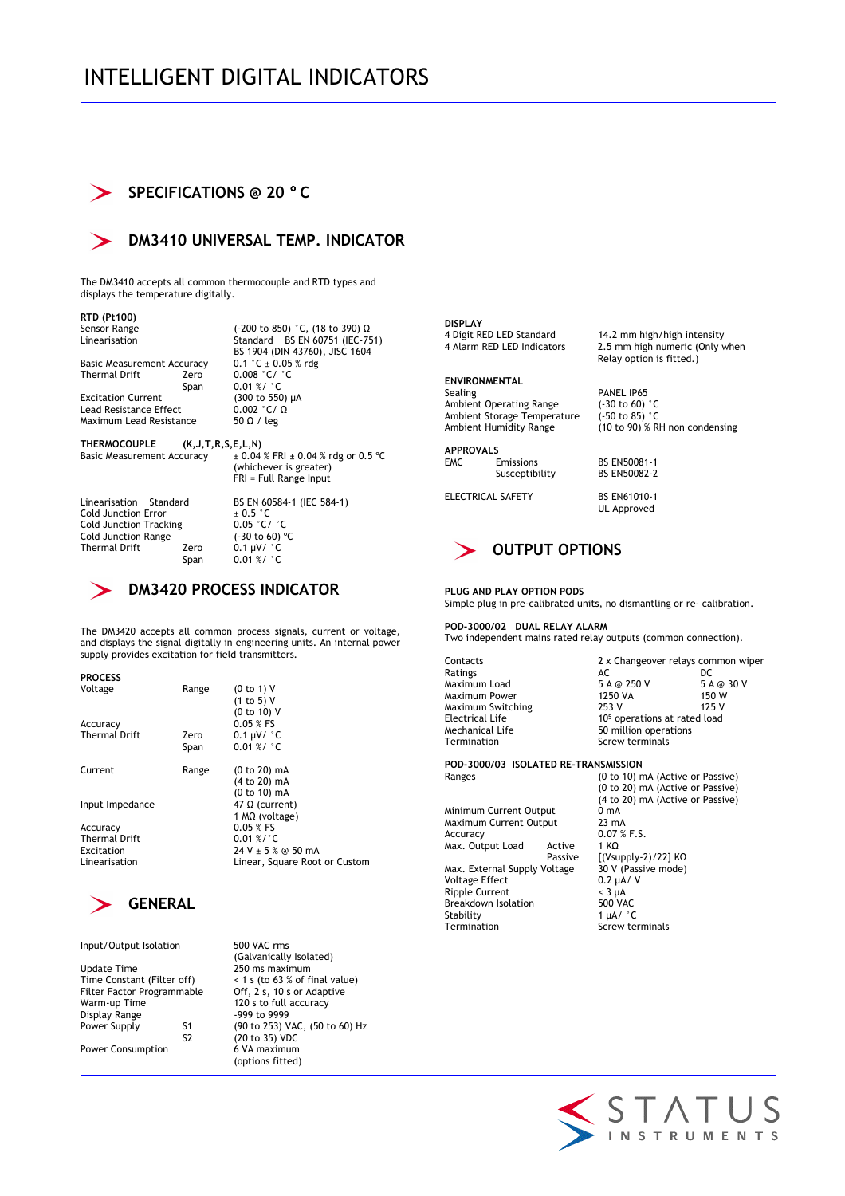# INTELLIGENT DIGITAL INDICATORS

## SPECIFICATIONS @ 20 °C

## DM3410 UNIVERSAL TEMP. INDICATOR

The DM3410 accepts all common thermocouple and RTD types and displays the temperature digitally.

**RTD (Pt100)**

| | | |
|---|---|---|
| Sensor Range | | (-200 to 850) °C, (18 to 390) Ω |
| Linearisation | | Standard BS EN 60751 (IEC-751) BS 1904 (DIN 43760), JISC 1604 |
| Basic Measurement Accuracy | | 0.1 °C ± 0.05 % rdg |
| Thermal Drift | Zero | 0.008 °C/ °C |
| | Span | 0.01 %/ °C |
| Excitation Current | | (300 to 550) µA |
| Lead Resistance Effect | | 0.002 °C/ Ω |
| Maximum Lead Resistance | | 50 Ω / leg |

**THERMOCOUPLE (K,J,T,R,S,E,L,N)**

| | | |
|---|---|---|
| Basic Measurement Accuracy | | ± 0.04 % FRI ± 0.04 % rdg or 0.5 °C (whichever is greater) FRI = Full Range Input |
| Linearisation | Standard | BS EN 60584-1 (IEC 584-1) |
| Cold Junction Error | | ± 0.5 °C |
| Cold Junction Tracking | | 0.05 °C/ °C |
| Cold Junction Range | | (-30 to 60) °C |
| Thermal Drift | Zero | 0.1 µV/ °C |
| | Span | 0.01 %/ °C |

## DM3420 PROCESS INDICATOR

The DM3420 accepts all common process signals, current or voltage, and displays the signal digitally in engineering units. An internal power supply provides excitation for field transmitters.

**PROCESS**

| | | |
|---|---|---|
| Voltage | Range | (0 to 1) V<br>(1 to 5) V<br>(0 to 10) V |
| Accuracy | | 0.05 % FS |
| Thermal Drift | Zero | 0.1 µV/ °C |
| | Span | 0.01 %/ °C |
| Current | Range | (0 to 20) mA<br>(4 to 20) mA<br>(0 to 10) mA |
| Input Impedance | | 47 Ω (current)<br>1 MΩ (voltage) |
| Accuracy | | 0.05 % FS |
| Thermal Drift | | 0.01 %/°C |
| Excitation | | 24 V ± 5 % @ 50 mA |
| Linearisation | | Linear, Square Root or Custom |

## GENERAL

| | | |
|---|---|---|
| Input/Output Isolation | | 500 VAC rms (Galvanically Isolated) |
| Update Time | | 250 ms maximum |
| Time Constant (Filter off) | | < 1 s (to 63 % of final value) |
| Filter Factor Programmable | | Off, 2 s, 10 s or Adaptive |
| Warm-up Time | | 120 s to full accuracy |
| Display Range | | -999 to 9999 |
| Power Supply | S1 | (90 to 253) VAC, (50 to 60) Hz |
| | S2 | (20 to 35) VDC |
| Power Consumption | | 6 VA maximum (options fitted) |

**DISPLAY**

| | |
|---|---|
| 4 Digit RED LED Standard | 14.2 mm high/high intensity |
| 4 Alarm RED LED Indicators | 2.5 mm high numeric (Only when Relay option is fitted.) |

**ENVIRONMENTAL**

| | |
|---|---|
| Sealing | PANEL IP65 |
| Ambient Operating Range | (-30 to 60) °C |
| Ambient Storage Temperature | (-50 to 85) °C |
| Ambient Humidity Range | (10 to 90) % RH non condensing |

**APPROVALS**

| | | |
|---|---|---|
| EMC | Emissions | BS EN50081-1 |
| | Susceptibility | BS EN50082-2 |
| ELECTRICAL SAFETY | | BS EN61010-1<br>UL Approved |

## OUTPUT OPTIONS

**PLUG AND PLAY OPTION PODS**

Simple plug in pre-calibrated units, no dismantling or re- calibration.

**POD-3000/02 DUAL RELAY ALARM**

Two independent mains rated relay outputs (common connection).

| | | |
|---|---|---|
| Contacts | 2 x Changeover relays common wiper | |
| Ratings | AC | DC |
| Maximum Load | 5 A @ 250 V | 5 A @ 30 V |
| Maximum Power | 1250 VA | 150 W |
| Maximum Switching | 253 V | 125 V |
| Electrical Life | $10^5$ operations at rated load | |
| Mechanical Life | 50 million operations | |
| Termination | Screw terminals | |

**POD-3000/03 ISOLATED RE-TRANSMISSION**

| | | |
|---|---|---|
| Ranges | | (0 to 10) mA (Active or Passive)<br>(0 to 20) mA (Active or Passive)<br>(4 to 20) mA (Active or Passive) |
| Minimum Current Output | | 0 mA |
| Maximum Current Output | | 23 mA |
| Accuracy | | 0.07 % F.S. |
| Max. Output Load | Active | 1 KΩ |
| | Passive | [(Vsupply-2)/22] KΩ |
| Max. External Supply Voltage | | 30 V (Passive mode) |
| Voltage Effect | | 0.2 µA/ V |
| Ripple Current | | < 3 µA |
| Breakdown Isolation | | 500 VAC |
| Stability | | 1 µA/ °C |
| Termination | | Screw terminals |

STATUS INSTRUMENTS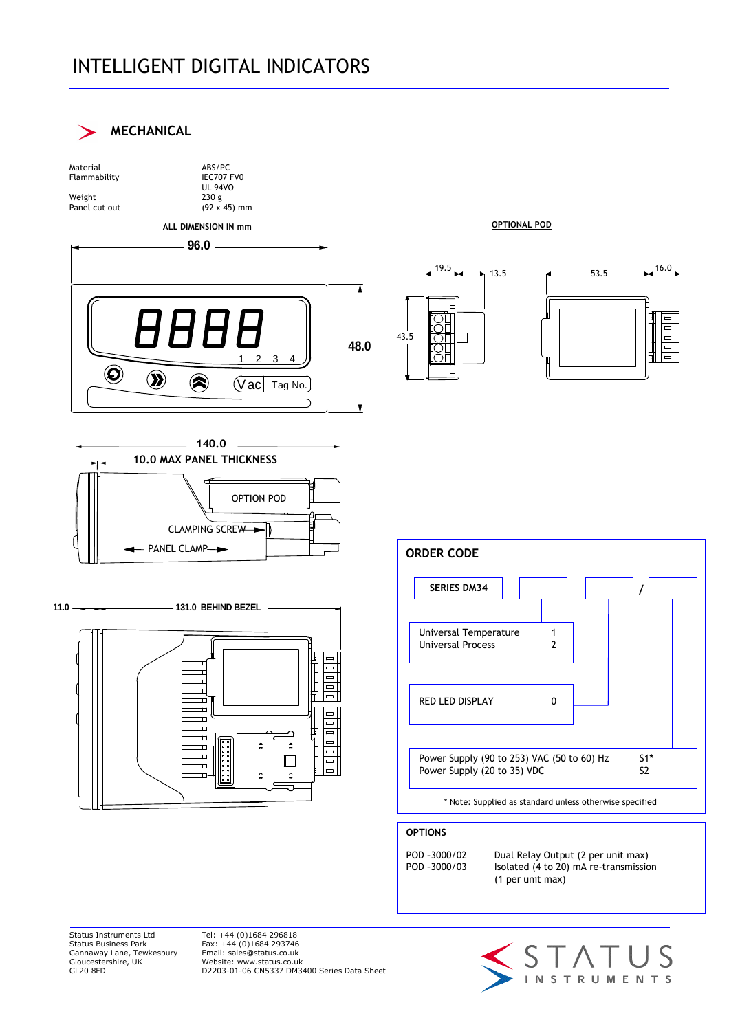# INTELLIGENT DIGITAL INDICATORS

## MECHANICAL

| | |
|---|---|
| Material | ABS/PC |
| Flammability | IEC707 FV0<br>UL 94VO |
| Weight | 230 g |
| Panel cut out | (92 x 45) mm |

ALL DIMENSION IN mm

96.0

8888

1 2 3 4

Vac Tag No.

48.0

OPTIONAL POD

19.5
13.5
43.5
53.5
16.0

140.0

10.0 MAX PANEL THICKNESS

OPTION POD

CLAMPING SCREW

PANEL CLAMP

11.0

131.0 BEHIND BEZEL

## ORDER CODE

SERIES DM34 [ ] [ ] / [ ]

| | |
|---|---|
| Universal Temperature | 1 |
| Universal Process | 2 |

| | |
|---|---|
| RED LED DISPLAY | 0 |

| | |
|---|---|
| Power Supply (90 to 253) VAC (50 to 60) Hz | S1* |
| Power Supply (20 to 35) VDC | S2 |

* Note: Supplied as standard unless otherwise specified

## OPTIONS

| | |
|---|---|
| POD -3000/02 | Dual Relay Output (2 per unit max) |
| POD -3000/03 | Isolated (4 to 20) mA re-transmission<br>(1 per unit max) |

Status Instruments Ltd
Status Business Park
Gannaway Lane, Tewkesbury
Gloucestershire, UK
GL20 8FD

Tel: +44 (0)1684 296818
Fax: +44 (0)1684 293746
Email: sales@status.co.uk
Website: www.status.co.uk
D2203-01-06 CN5337 DM3400 Series Data Sheet

STATUS INSTRUMENTS